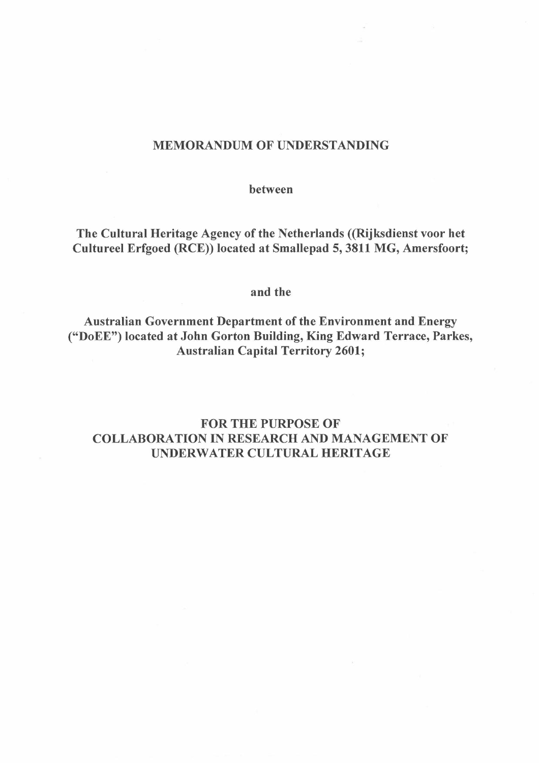**MEMORANDUM OF UNDERSTANDING**

**between**

**The Cultural Heritage Agency of the Netherlands ((Rijksdienst voor het Cultureel Erfgoed (RCE)) located at Smallepad 5, 3811 MG, Amersfoort;**

**and the**

**Australian Government Department of the Environment and Energy ("DoEE") located at John Gorton Building, King Edward Terrace, Parkes, Australian Capital Territory 2601;**

**FOR THE PURPOSE OF COLLABORATION IN RESEARCH AND MANAGEMENT OF UNDERWATER CULTURAL HERITAGE**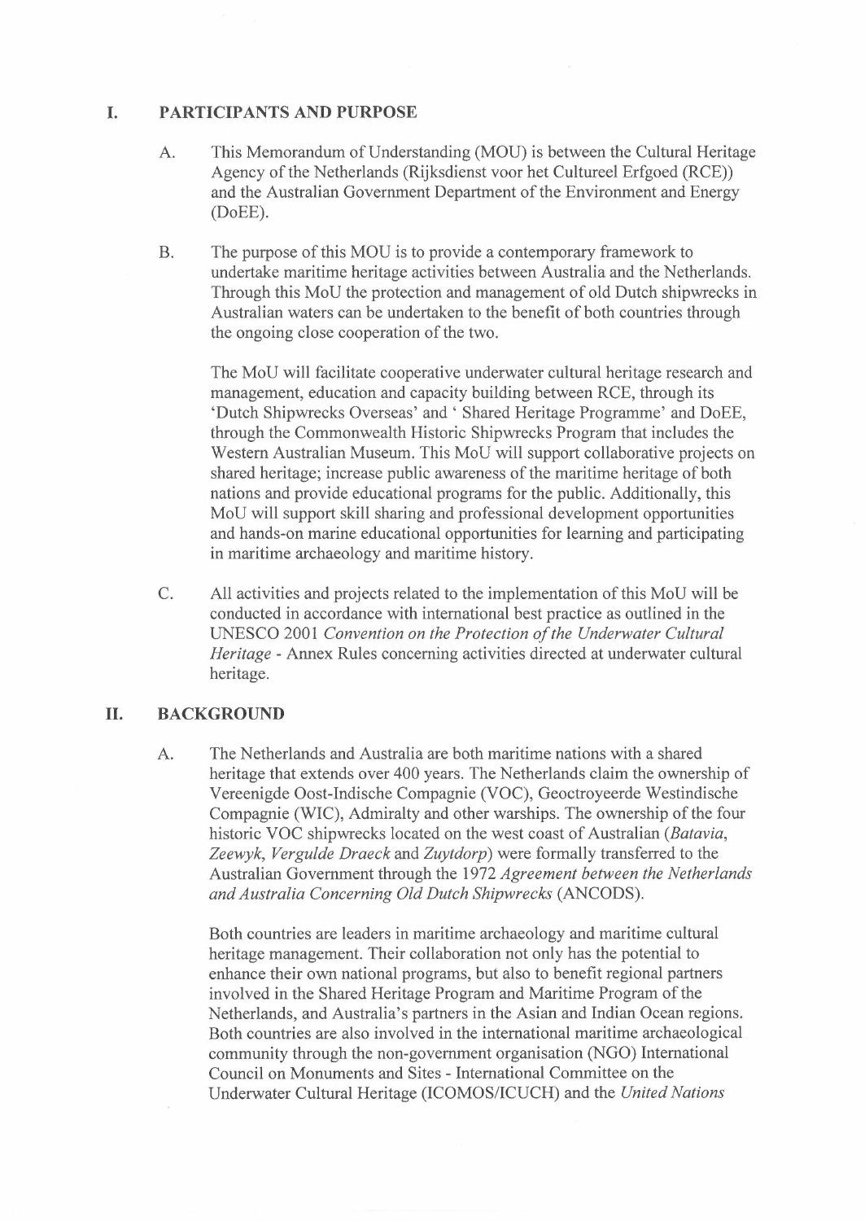## I. PARTICIPANTS AND PURPOSE

A. This Memorandum of Understanding (MOU) is between the Cultural Heritage Agency of the Netherlands (Rijksdienst voor het Cultureel Erfgoed (RCE)) and the Australian Government Department of the Environment and Energy (DoEE).

B. The purpose of this MOU is to provide a contemporary framework to undertake maritime heritage activities between Australia and the Netherlands. Through this MoU the protection and management of old Dutch shipwrecks in Australian waters can be undertaken to the benefit of both countries through the ongoing close cooperation of the two.

The MoU will facilitate cooperative underwater cultural heritage research and management, education and capacity building between RCE, through its 'Dutch Shipwrecks Overseas' and ' Shared Heritage Programme' and DoEE, through the Commonwealth Historic Shipwrecks Program that includes the Western Australian Museum. This MoU will support collaborative projects on shared heritage; increase public awareness of the maritime heritage of both nations and provide educational programs for the public. Additionally, this MoU will support skill sharing and professional development opportunities and hands-on marine educational opportunities for learning and participating in maritime archaeology and maritime history.

C. All activities and projects related to the implementation of this MoU will be conducted in accordance with international best practice as outlined in the UNESCO 2001 *Convention on the Protection of the Underwater Cultural Heritage* - Annex Rules concerning activities directed at underwater cultural heritage.

## II. BACKGROUND

A. The Netherlands and Australia are both maritime nations with a shared heritage that extends over 400 years. The Netherlands claim the ownership of Vereenigde Oost-Indische Compagnie (VOC), Geoctroyeerde Westindische Compagnie (WIC), Admiralty and other warships. The ownership of the four historic VOC shipwrecks located on the west coast of Australian (*Batavia*, *Zeewyk*, *Vergulde Draeck* and *Zuytdorp*) were formally transferred to the Australian Government through the 1972 *Agreement between the Netherlands and Australia Concerning Old Dutch Shipwrecks* (ANCODS).

Both countries are leaders in maritime archaeology and maritime cultural heritage management. Their collaboration not only has the potential to enhance their own national programs, but also to benefit regional partners involved in the Shared Heritage Program and Maritime Program of the Netherlands, and Australia's partners in the Asian and Indian Ocean regions. Both countries are also involved in the international maritime archaeological community through the non-government organisation (NGO) International Council on Monuments and Sites - International Committee on the Underwater Cultural Heritage (ICOMOS/ICUCH) and the *United Nations*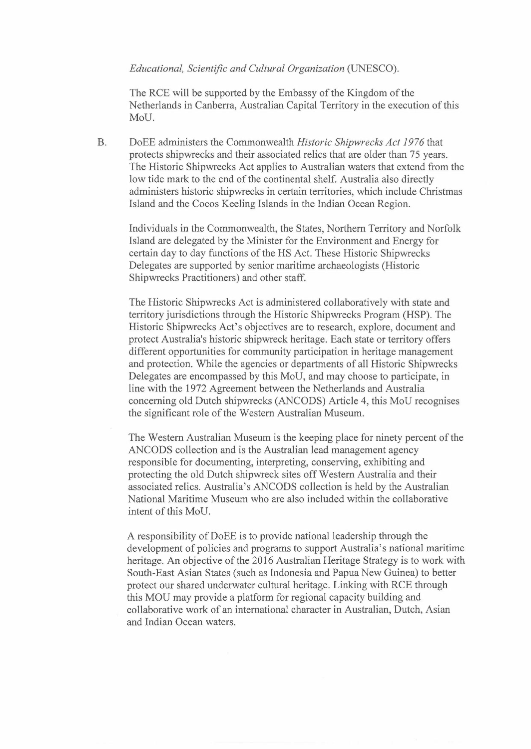*Educational, Scientific and Cultural Organization* (UNESCO).

The RCE will be supported by the Embassy of the Kingdom of the Netherlands in Canberra, Australian Capital Territory in the execution of this MoU.

B. DoEE administers the Commonwealth *Historic Shipwrecks Act 1976* that protects shipwrecks and their associated relics that are older than 75 years. The Historic Shipwrecks Act applies to Australian waters that extend from the low tide mark to the end of the continental shelf. Australia also directly administers historic shipwrecks in certain territories, which include Christmas Island and the Cocos Keeling Islands in the Indian Ocean Region.

Individuals in the Commonwealth, the States, Northern Territory and Norfolk Island are delegated by the Minister for the Environment and Energy for certain day to day functions of the HS Act. These Historic Shipwrecks Delegates are supported by senior maritime archaeologists (Historic Shipwrecks Practitioners) and other staff.

The Historic Shipwrecks Act is administered collaboratively with state and territory jurisdictions through the Historic Shipwrecks Program (HSP). The Historic Shipwrecks Act's objectives are to research, explore, document and protect Australia's historic shipwreck heritage. Each state or territory offers different opportunities for community participation in heritage management and protection. While the agencies or departments of all Historic Shipwrecks Delegates are encompassed by this MoU, and may choose to participate, in line with the 1972 Agreement between the Netherlands and Australia concerning old Dutch shipwrecks (ANCODS) Article 4, this MoU recognises the significant role of the Western Australian Museum.

The Western Australian Museum is the keeping place for ninety percent of the ANCODS collection and is the Australian lead management agency responsible for documenting, interpreting, conserving, exhibiting and protecting the old Dutch shipwreck sites off Western Australia and their associated relics. Australia's ANCODS collection is held by the Australian National Maritime Museum who are also included within the collaborative intent of this MoU.

A responsibility of DoEE is to provide national leadership through the development of policies and programs to support Australia's national maritime heritage. An objective of the 2016 Australian Heritage Strategy is to work with South-East Asian States (such as Indonesia and Papua New Guinea) to better protect our shared underwater cultural heritage. Linking with RCE through this MOU may provide a platform for regional capacity building and collaborative work of an international character in Australian, Dutch, Asian and Indian Ocean waters.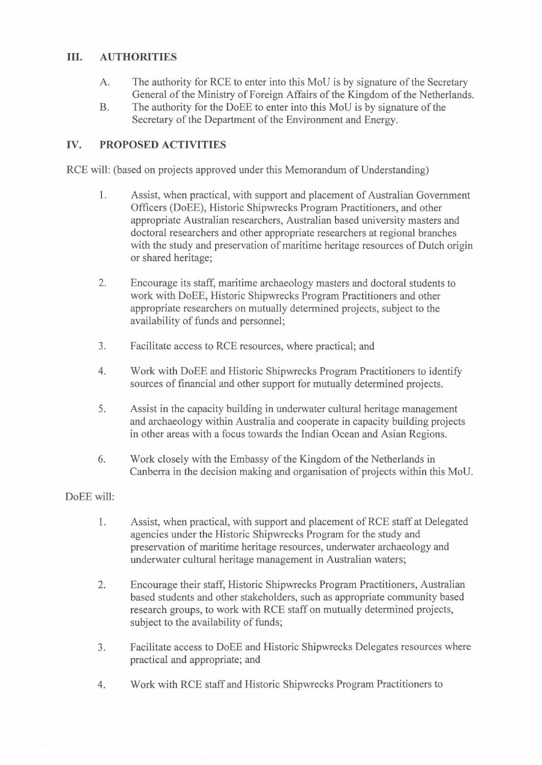## III. AUTHORITIES

A. The authority for RCE to enter into this MoU is by signature of the Secretary General of the Ministry of Foreign Affairs of the Kingdom of the Netherlands.

B. The authority for the DoEE to enter into this MoU is by signature of the Secretary of the Department of the Environment and Energy.

## IV. PROPOSED ACTIVITIES

RCE will: (based on projects approved under this Memorandum of Understanding)

1. Assist, when practical, with support and placement of Australian Government Officers (DoEE), Historic Shipwrecks Program Practitioners, and other appropriate Australian researchers, Australian based university masters and doctoral researchers and other appropriate researchers at regional branches with the study and preservation of maritime heritage resources of Dutch origin or shared heritage;

2. Encourage its staff, maritime archaeology masters and doctoral students to work with DoEE, Historic Shipwrecks Program Practitioners and other appropriate researchers on mutually determined projects, subject to the availability of funds and personnel;

3. Facilitate access to RCE resources, where practical; and

4. Work with DoEE and Historic Shipwrecks Program Practitioners to identify sources of financial and other support for mutually determined projects.

5. Assist in the capacity building in underwater cultural heritage management and archaeology within Australia and cooperate in capacity building projects in other areas with a focus towards the Indian Ocean and Asian Regions.

6. Work closely with the Embassy of the Kingdom of the Netherlands in Canberra in the decision making and organisation of projects within this MoU.

DoEE will:

1. Assist, when practical, with support and placement of RCE staff at Delegated agencies under the Historic Shipwrecks Program for the study and preservation of maritime heritage resources, underwater archaeology and underwater cultural heritage management in Australian waters;

2. Encourage their staff, Historic Shipwrecks Program Practitioners, Australian based students and other stakeholders, such as appropriate community based research groups, to work with RCE staff on mutually determined projects, subject to the availability of funds;

3. Facilitate access to DoEE and Historic Shipwrecks Delegates resources where practical and appropriate; and

4. Work with RCE staff and Historic Shipwrecks Program Practitioners to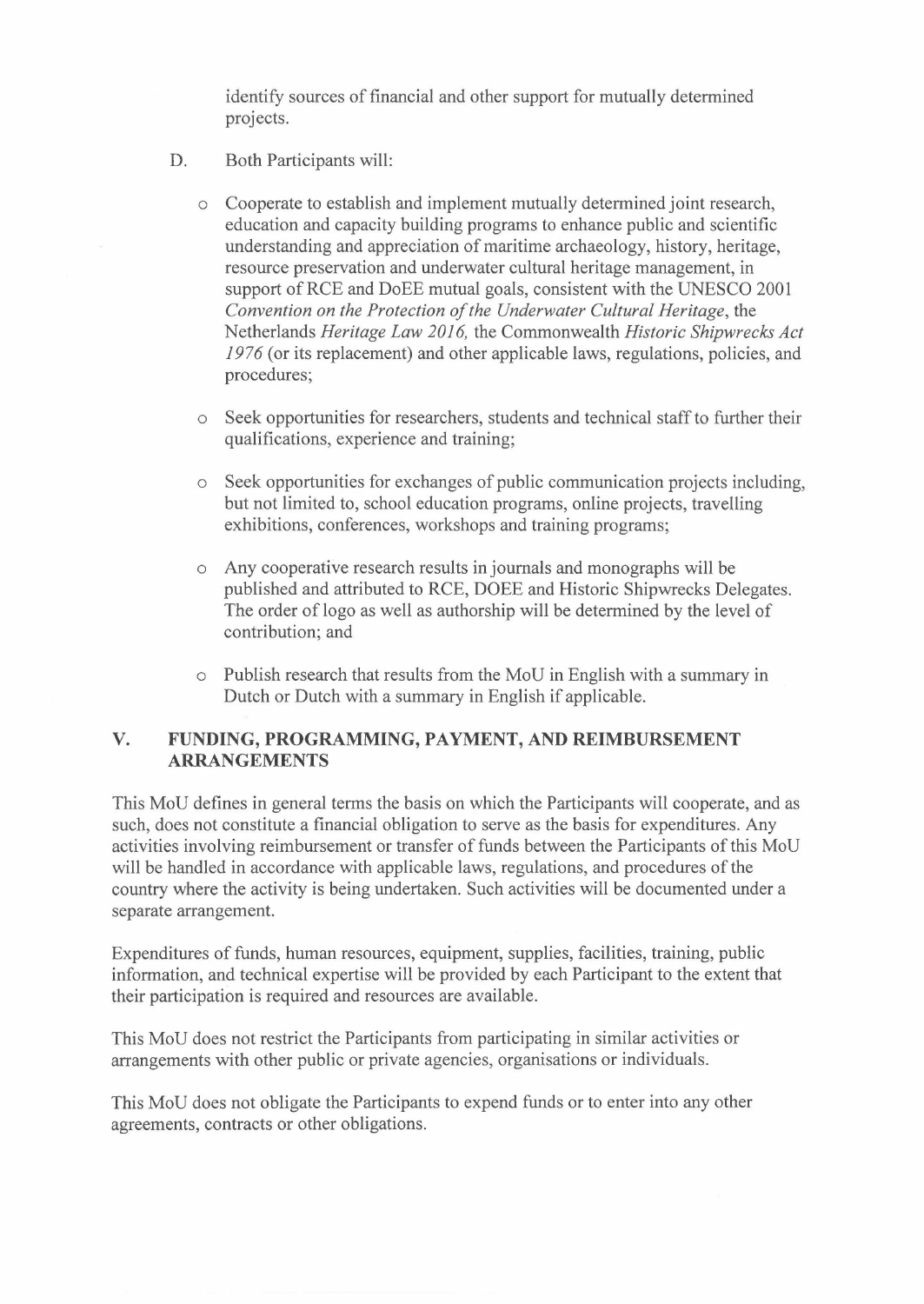identify sources of financial and other support for mutually determined projects.

D. Both Participants will:

- Cooperate to establish and implement mutually determined joint research, education and capacity building programs to enhance public and scientific understanding and appreciation of maritime archaeology, history, heritage, resource preservation and underwater cultural heritage management, in support of RCE and DoEE mutual goals, consistent with the UNESCO 2001 *Convention on the Protection of the Underwater Cultural Heritage*, the Netherlands *Heritage Law 2016,* the Commonwealth *Historic Shipwrecks Act 1976* (or its replacement) and other applicable laws, regulations, policies, and procedures;
- Seek opportunities for researchers, students and technical staff to further their qualifications, experience and training;
- Seek opportunities for exchanges of public communication projects including, but not limited to, school education programs, online projects, travelling exhibitions, conferences, workshops and training programs;
- Any cooperative research results in journals and monographs will be published and attributed to RCE, DOEE and Historic Shipwrecks Delegates. The order of logo as well as authorship will be determined by the level of contribution; and
- Publish research that results from the MoU in English with a summary in Dutch or Dutch with a summary in English if applicable.

## V. FUNDING, PROGRAMMING, PAYMENT, AND REIMBURSEMENT ARRANGEMENTS

This MoU defines in general terms the basis on which the Participants will cooperate, and as such, does not constitute a financial obligation to serve as the basis for expenditures. Any activities involving reimbursement or transfer of funds between the Participants of this MoU will be handled in accordance with applicable laws, regulations, and procedures of the country where the activity is being undertaken. Such activities will be documented under a separate arrangement.

Expenditures of funds, human resources, equipment, supplies, facilities, training, public information, and technical expertise will be provided by each Participant to the extent that their participation is required and resources are available.

This MoU does not restrict the Participants from participating in similar activities or arrangements with other public or private agencies, organisations or individuals.

This MoU does not obligate the Participants to expend funds or to enter into any other agreements, contracts or other obligations.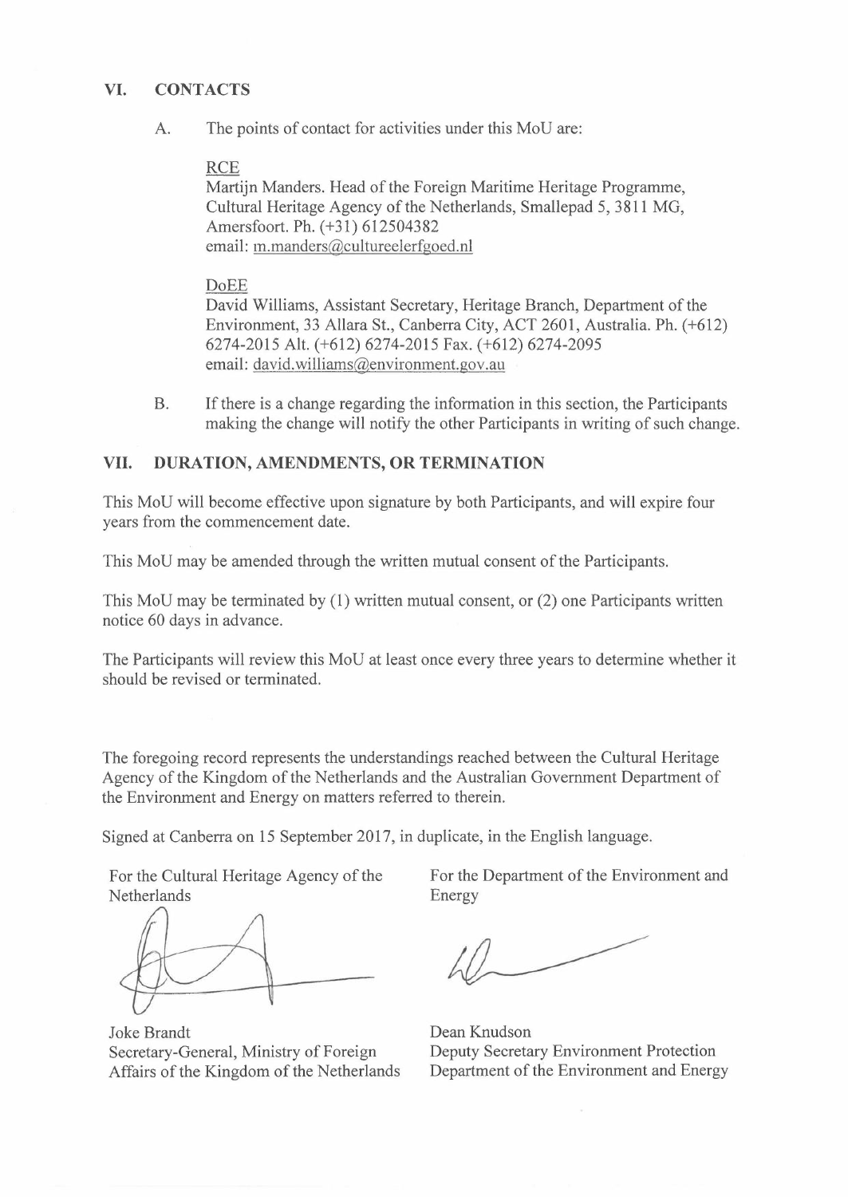## VI. CONTACTS

A. The points of contact for activities under this MoU are:

RCE
Martijn Manders. Head of the Foreign Maritime Heritage Programme, Cultural Heritage Agency of the Netherlands, Smallepad 5, 3811 MG, Amersfoort. Ph. (+31) 612504382
email: m.manders@cultureelerfgoed.nl

DoEE
David Williams, Assistant Secretary, Heritage Branch, Department of the Environment, 33 Allara St., Canberra City, ACT 2601, Australia. Ph. (+612) 6274-2015 Alt. (+612) 6274-2015 Fax. (+612) 6274-2095
email: david.williams@environment.gov.au

B. If there is a change regarding the information in this section, the Participants making the change will notify the other Participants in writing of such change.

## VII. DURATION, AMENDMENTS, OR TERMINATION

This MoU will become effective upon signature by both Participants, and will expire four years from the commencement date.

This MoU may be amended through the written mutual consent of the Participants.

This MoU may be terminated by (1) written mutual consent, or (2) one Participants written notice 60 days in advance.

The Participants will review this MoU at least once every three years to determine whether it should be revised or terminated.

The foregoing record represents the understandings reached between the Cultural Heritage Agency of the Kingdom of the Netherlands and the Australian Government Department of the Environment and Energy on matters referred to therein.

Signed at Canberra on 15 September 2017, in duplicate, in the English language.

For the Cultural Heritage Agency of the Netherlands

Joke Brandt
Secretary-General, Ministry of Foreign Affairs of the Kingdom of the Netherlands

For the Department of the Environment and Energy

Dean Knudson
Deputy Secretary Environment Protection
Department of the Environment and Energy